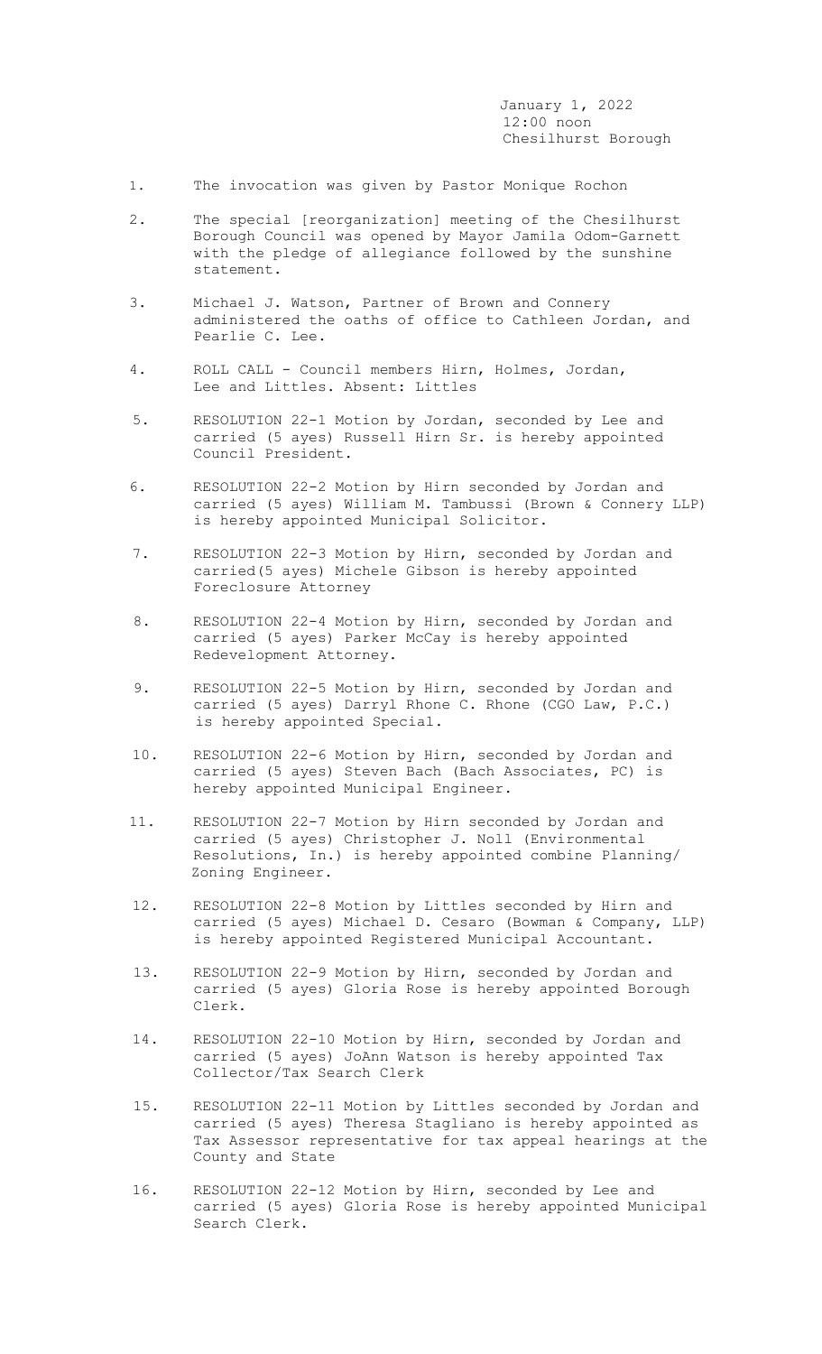January 1, 2022
12:00 noon
Chesilhurst Borough

1. The invocation was given by Pastor Monique Rochon

2. The special [reorganization] meeting of the Chesilhurst Borough Council was opened by Mayor Jamila Odom-Garnett with the pledge of allegiance followed by the sunshine statement.

3. Michael J. Watson, Partner of Brown and Connery administered the oaths of office to Cathleen Jordan, and Pearlie C. Lee.

4. ROLL CALL - Council members Hirn, Holmes, Jordan, Lee and Littles. Absent: Littles

5. RESOLUTION 22-1 Motion by Jordan, seconded by Lee and carried (5 ayes) Russell Hirn Sr. is hereby appointed Council President.

6. RESOLUTION 22-2 Motion by Hirn seconded by Jordan and carried (5 ayes) William M. Tambussi (Brown & Connery LLP) is hereby appointed Municipal Solicitor.

7. RESOLUTION 22-3 Motion by Hirn, seconded by Jordan and carried(5 ayes) Michele Gibson is hereby appointed Foreclosure Attorney

8. RESOLUTION 22-4 Motion by Hirn, seconded by Jordan and carried (5 ayes) Parker McCay is hereby appointed Redevelopment Attorney.

9. RESOLUTION 22-5 Motion by Hirn, seconded by Jordan and carried (5 ayes) Darryl Rhone C. Rhone (CGO Law, P.C.) is hereby appointed Special.

10. RESOLUTION 22-6 Motion by Hirn, seconded by Jordan and carried (5 ayes) Steven Bach (Bach Associates, PC) is hereby appointed Municipal Engineer.

11. RESOLUTION 22-7 Motion by Hirn seconded by Jordan and carried (5 ayes) Christopher J. Noll (Environmental Resolutions, In.) is hereby appointed combine Planning/ Zoning Engineer.

12. RESOLUTION 22-8 Motion by Littles seconded by Hirn and carried (5 ayes) Michael D. Cesaro (Bowman & Company, LLP) is hereby appointed Registered Municipal Accountant.

13. RESOLUTION 22-9 Motion by Hirn, seconded by Jordan and carried (5 ayes) Gloria Rose is hereby appointed Borough Clerk.

14. RESOLUTION 22-10 Motion by Hirn, seconded by Jordan and carried (5 ayes) JoAnn Watson is hereby appointed Tax Collector/Tax Search Clerk

15. RESOLUTION 22-11 Motion by Littles seconded by Jordan and carried (5 ayes) Theresa Stagliano is hereby appointed as Tax Assessor representative for tax appeal hearings at the County and State

16. RESOLUTION 22-12 Motion by Hirn, seconded by Lee and carried (5 ayes) Gloria Rose is hereby appointed Municipal Search Clerk.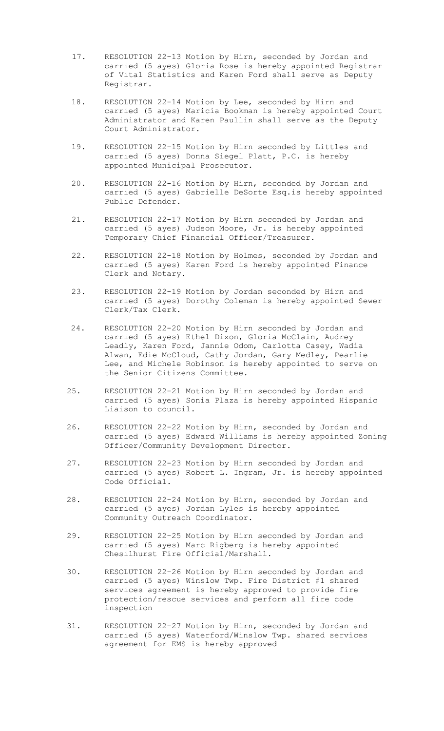17. RESOLUTION 22-13 Motion by Hirn, seconded by Jordan and carried (5 ayes) Gloria Rose is hereby appointed Registrar of Vital Statistics and Karen Ford shall serve as Deputy Registrar.

18. RESOLUTION 22-14 Motion by Lee, seconded by Hirn and carried (5 ayes) Maricia Bookman is hereby appointed Court Administrator and Karen Paullin shall serve as the Deputy Court Administrator.

19. RESOLUTION 22-15 Motion by Hirn seconded by Littles and carried (5 ayes) Donna Siegel Platt, P.C. is hereby appointed Municipal Prosecutor.

20. RESOLUTION 22-16 Motion by Hirn, seconded by Jordan and carried (5 ayes) Gabrielle DeSorte Esq.is hereby appointed Public Defender.

21. RESOLUTION 22-17 Motion by Hirn seconded by Jordan and carried (5 ayes) Judson Moore, Jr. is hereby appointed Temporary Chief Financial Officer/Treasurer.

22. RESOLUTION 22-18 Motion by Holmes, seconded by Jordan and carried (5 ayes) Karen Ford is hereby appointed Finance Clerk and Notary.

23. RESOLUTION 22-19 Motion by Jordan seconded by Hirn and carried (5 ayes) Dorothy Coleman is hereby appointed Sewer Clerk/Tax Clerk.

24. RESOLUTION 22-20 Motion by Hirn seconded by Jordan and carried (5 ayes) Ethel Dixon, Gloria McClain, Audrey Leadly, Karen Ford, Jannie Odom, Carlotta Casey, Wadia Alwan, Edie McCloud, Cathy Jordan, Gary Medley, Pearlie Lee, and Michele Robinson is hereby appointed to serve on the Senior Citizens Committee.

25. RESOLUTION 22-21 Motion by Hirn seconded by Jordan and carried (5 ayes) Sonia Plaza is hereby appointed Hispanic Liaison to council.

26. RESOLUTION 22-22 Motion by Hirn, seconded by Jordan and carried (5 ayes) Edward Williams is hereby appointed Zoning Officer/Community Development Director.

27. RESOLUTION 22-23 Motion by Hirn seconded by Jordan and carried (5 ayes) Robert L. Ingram, Jr. is hereby appointed Code Official.

28. RESOLUTION 22-24 Motion by Hirn, seconded by Jordan and carried (5 ayes) Jordan Lyles is hereby appointed Community Outreach Coordinator.

29. RESOLUTION 22-25 Motion by Hirn seconded by Jordan and carried (5 ayes) Marc Rigberg is hereby appointed Chesilhurst Fire Official/Marshall.

30. RESOLUTION 22-26 Motion by Hirn seconded by Jordan and carried (5 ayes) Winslow Twp. Fire District #1 shared services agreement is hereby approved to provide fire protection/rescue services and perform all fire code inspection

31. RESOLUTION 22-27 Motion by Hirn, seconded by Jordan and carried (5 ayes) Waterford/Winslow Twp. shared services agreement for EMS is hereby approved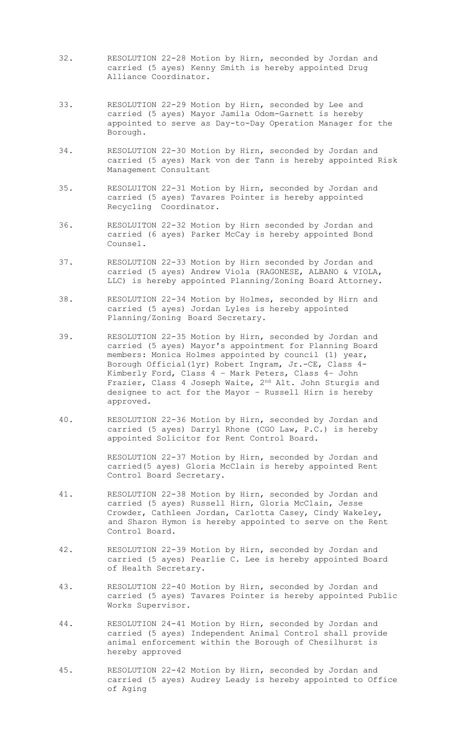32. RESOLUTION 22-28 Motion by Hirn, seconded by Jordan and carried (5 ayes) Kenny Smith is hereby appointed Drug Alliance Coordinator.

33. RESOLUTION 22-29 Motion by Hirn, seconded by Lee and carried (5 ayes) Mayor Jamila Odom-Garnett is hereby appointed to serve as Day-to-Day Operation Manager for the Borough.

34. RESOLUTION 22-30 Motion by Hirn, seconded by Jordan and carried (5 ayes) Mark von der Tann is hereby appointed Risk Management Consultant

35. RESOLUITON 22-31 Motion by Hirn, seconded by Jordan and carried (5 ayes) Tavares Pointer is hereby appointed Recycling Coordinator.

36. RESOLUITON 22-32 Motion by Hirn seconded by Jordan and carried (6 ayes) Parker McCay is hereby appointed Bond Counsel.

37. RESOLUTION 22-33 Motion by Hirn seconded by Jordan and carried (5 ayes) Andrew Viola (RAGONESE, ALBANO & VIOLA, LLC) is hereby appointed Planning/Zoning Board Attorney.

38. RESOLUTION 22-34 Motion by Holmes, seconded by Hirn and carried (5 ayes) Jordan Lyles is hereby appointed Planning/Zoning Board Secretary.

39. RESOLUTION 22-35 Motion by Hirn, seconded by Jordan and carried (5 ayes) Mayor's appointment for Planning Board members: Monica Holmes appointed by council (1) year, Borough Official(1yr) Robert Ingram, Jr.-CE, Class 4- Kimberly Ford, Class 4 – Mark Peters, Class 4– John Frazier, Class 4 Joseph Waite, 2nd Alt. John Sturgis and designee to act for the Mayor – Russell Hirn is hereby approved.

40. RESOLUTION 22-36 Motion by Hirn, seconded by Jordan and carried (5 ayes) Darryl Rhone (CGO Law, P.C.) is hereby appointed Solicitor for Rent Control Board.

    RESOLUTION 22-37 Motion by Hirn, seconded by Jordan and carried(5 ayes) Gloria McClain is hereby appointed Rent Control Board Secretary.

41. RESOLUTION 22-38 Motion by Hirn, seconded by Jordan and carried (5 ayes) Russell Hirn, Gloria McClain, Jesse Crowder, Cathleen Jordan, Carlotta Casey, Cindy Wakeley, and Sharon Hymon is hereby appointed to serve on the Rent Control Board.

42. RESOLUTION 22-39 Motion by Hirn, seconded by Jordan and carried (5 ayes) Pearlie C. Lee is hereby appointed Board of Health Secretary.

43. RESOLUTION 22-40 Motion by Hirn, seconded by Jordan and carried (5 ayes) Tavares Pointer is hereby appointed Public Works Supervisor.

44. RESOLUTION 24-41 Motion by Hirn, seconded by Jordan and carried (5 ayes) Independent Animal Control shall provide animal enforcement within the Borough of Chesilhurst is hereby approved

45. RESOLUTION 22-42 Motion by Hirn, seconded by Jordan and carried (5 ayes) Audrey Leady is hereby appointed to Office of Aging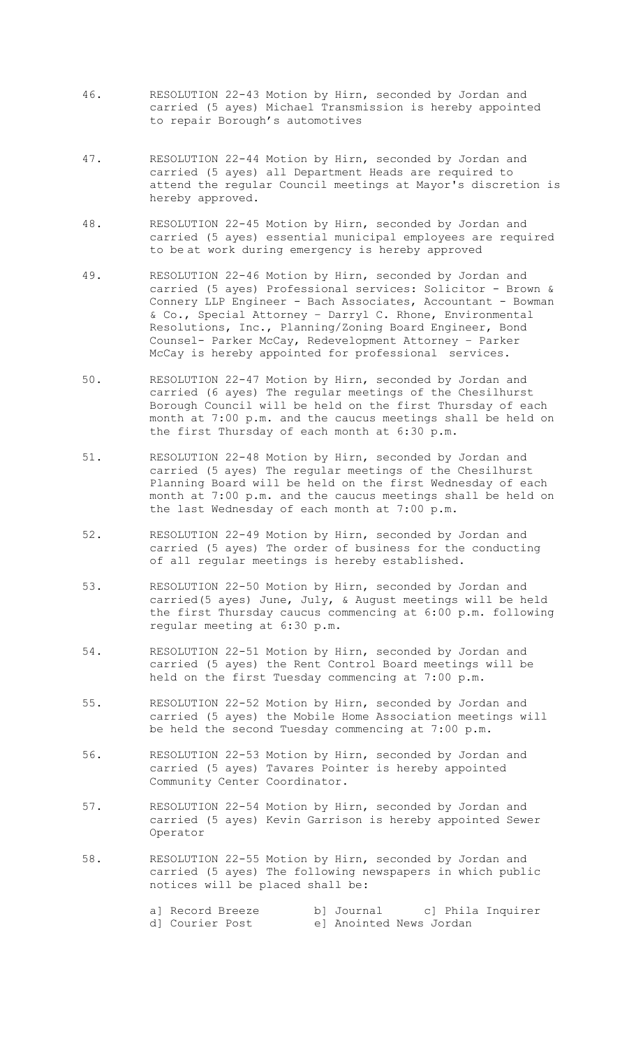46. RESOLUTION 22-43 Motion by Hirn, seconded by Jordan and carried (5 ayes) Michael Transmission is hereby appointed to repair Borough's automotives

47. RESOLUTION 22-44 Motion by Hirn, seconded by Jordan and carried (5 ayes) all Department Heads are required to attend the regular Council meetings at Mayor's discretion is hereby approved.

48. RESOLUTION 22-45 Motion by Hirn, seconded by Jordan and carried (5 ayes) essential municipal employees are required to be at work during emergency is hereby approved

49. RESOLUTION 22-46 Motion by Hirn, seconded by Jordan and carried (5 ayes) Professional services: Solicitor - Brown & Connery LLP Engineer - Bach Associates, Accountant - Bowman & Co., Special Attorney – Darryl C. Rhone, Environmental Resolutions, Inc., Planning/Zoning Board Engineer, Bond Counsel- Parker McCay, Redevelopment Attorney – Parker McCay is hereby appointed for professional services.

50. RESOLUTION 22-47 Motion by Hirn, seconded by Jordan and carried (6 ayes) The regular meetings of the Chesilhurst Borough Council will be held on the first Thursday of each month at 7:00 p.m. and the caucus meetings shall be held on the first Thursday of each month at 6:30 p.m.

51. RESOLUTION 22-48 Motion by Hirn, seconded by Jordan and carried (5 ayes) The regular meetings of the Chesilhurst Planning Board will be held on the first Wednesday of each month at 7:00 p.m. and the caucus meetings shall be held on the last Wednesday of each month at 7:00 p.m.

52. RESOLUTION 22-49 Motion by Hirn, seconded by Jordan and carried (5 ayes) The order of business for the conducting of all regular meetings is hereby established.

53. RESOLUTION 22-50 Motion by Hirn, seconded by Jordan and carried(5 ayes) June, July, & August meetings will be held the first Thursday caucus commencing at 6:00 p.m. following regular meeting at 6:30 p.m.

54. RESOLUTION 22-51 Motion by Hirn, seconded by Jordan and carried (5 ayes) the Rent Control Board meetings will be held on the first Tuesday commencing at 7:00 p.m.

55. RESOLUTION 22-52 Motion by Hirn, seconded by Jordan and carried (5 ayes) the Mobile Home Association meetings will be held the second Tuesday commencing at 7:00 p.m.

56. RESOLUTION 22-53 Motion by Hirn, seconded by Jordan and carried (5 ayes) Tavares Pointer is hereby appointed Community Center Coordinator.

57. RESOLUTION 22-54 Motion by Hirn, seconded by Jordan and carried (5 ayes) Kevin Garrison is hereby appointed Sewer Operator

58. RESOLUTION 22-55 Motion by Hirn, seconded by Jordan and carried (5 ayes) The following newspapers in which public notices will be placed shall be:

    a] Record Breeze    b] Journal    c] Phila Inquirer
    d] Courier Post    e] Anointed News Jordan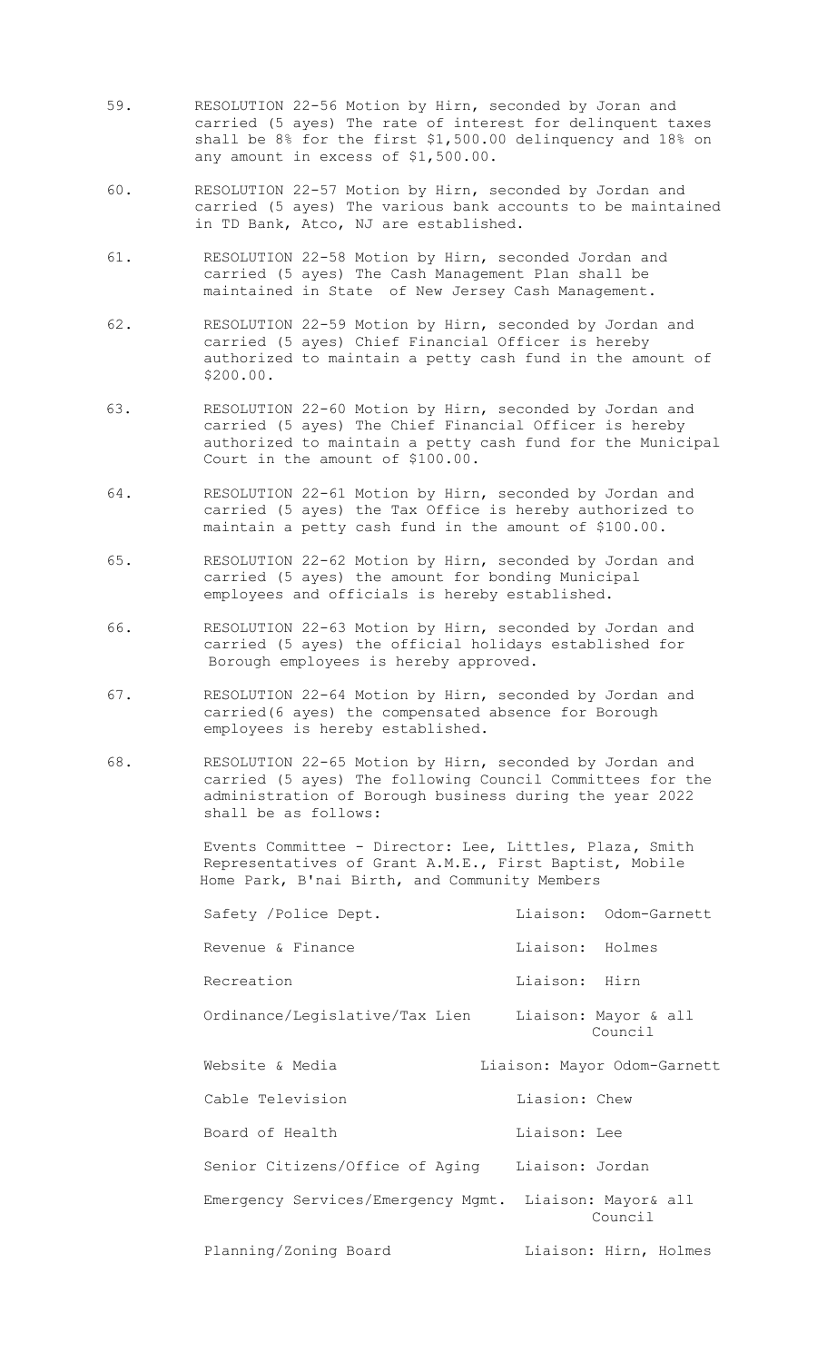59. RESOLUTION 22-56 Motion by Hirn, seconded by Joran and carried (5 ayes) The rate of interest for delinquent taxes shall be 8% for the first $1,500.00 delinquency and 18% on any amount in excess of $1,500.00.

60. RESOLUTION 22-57 Motion by Hirn, seconded by Jordan and carried (5 ayes) The various bank accounts to be maintained in TD Bank, Atco, NJ are established.

61. RESOLUTION 22-58 Motion by Hirn, seconded Jordan and carried (5 ayes) The Cash Management Plan shall be maintained in State of New Jersey Cash Management.

62. RESOLUTION 22-59 Motion by Hirn, seconded by Jordan and carried (5 ayes) Chief Financial Officer is hereby authorized to maintain a petty cash fund in the amount of $200.00.

63. RESOLUTION 22-60 Motion by Hirn, seconded by Jordan and carried (5 ayes) The Chief Financial Officer is hereby authorized to maintain a petty cash fund for the Municipal Court in the amount of $100.00.

64. RESOLUTION 22-61 Motion by Hirn, seconded by Jordan and carried (5 ayes) the Tax Office is hereby authorized to maintain a petty cash fund in the amount of $100.00.

65. RESOLUTION 22-62 Motion by Hirn, seconded by Jordan and carried (5 ayes) the amount for bonding Municipal employees and officials is hereby established.

66. RESOLUTION 22-63 Motion by Hirn, seconded by Jordan and carried (5 ayes) the official holidays established for Borough employees is hereby approved.

67. RESOLUTION 22-64 Motion by Hirn, seconded by Jordan and carried(6 ayes) the compensated absence for Borough employees is hereby established.

68. RESOLUTION 22-65 Motion by Hirn, seconded by Jordan and carried (5 ayes) The following Council Committees for the administration of Borough business during the year 2022 shall be as follows:

Events Committee - Director: Lee, Littles, Plaza, Smith Representatives of Grant A.M.E., First Baptist, Mobile Home Park, B'nai Birth, and Community Members

| | |
|---|---|
| Safety /Police Dept. | Liaison: Odom-Garnett |
| Revenue & Finance | Liaison: Holmes |
| Recreation | Liaison: Hirn |
| Ordinance/Legislative/Tax Lien | Liaison: Mayor & all Council |
| Website & Media | Liaison: Mayor Odom-Garnett |
| Cable Television | Liasion: Chew |
| Board of Health | Liaison: Lee |
| Senior Citizens/Office of Aging | Liaison: Jordan |
| Emergency Services/Emergency Mgmt. | Liaison: Mayor& all Council |
| Planning/Zoning Board | Liaison: Hirn, Holmes |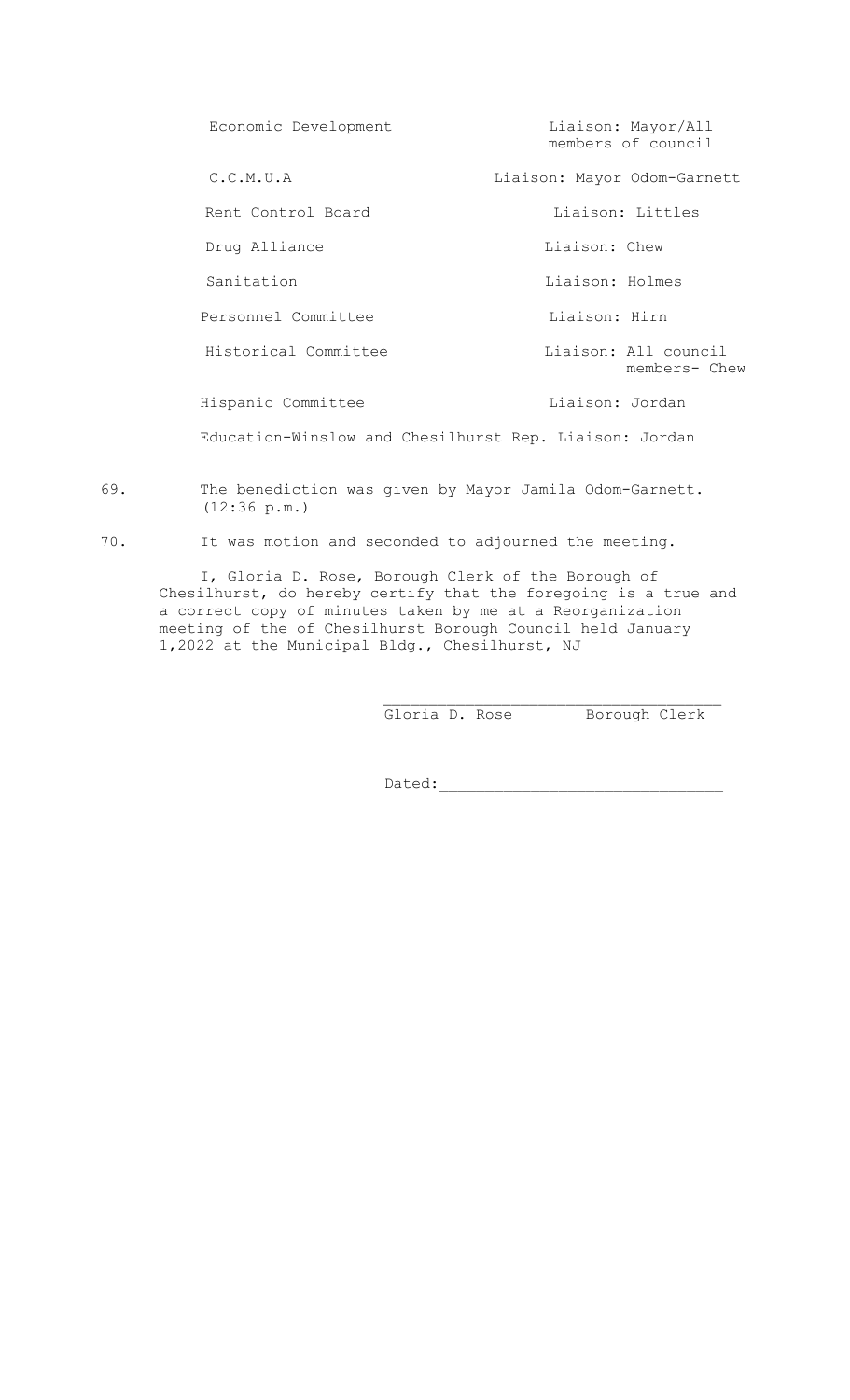| | |
|---|---|
| Economic Development | Liaison: Mayor/All members of council |
| C.C.M.U.A | Liaison: Mayor Odom-Garnett |
| Rent Control Board | Liaison: Littles |
| Drug Alliance | Liaison: Chew |
| Sanitation | Liaison: Holmes |
| Personnel Committee | Liaison: Hirn |
| Historical Committee | Liaison: All council members- Chew |
| Hispanic Committee | Liaison: Jordan |

Education-Winslow and Chesilhurst Rep. Liaison: Jordan

69. The benediction was given by Mayor Jamila Odom-Garnett. (12:36 p.m.)

70. It was motion and seconded to adjourned the meeting.

I, Gloria D. Rose, Borough Clerk of the Borough of Chesilhurst, do hereby certify that the foregoing is a true and a correct copy of minutes taken by me at a Reorganization meeting of the of Chesilhurst Borough Council held January 1,2022 at the Municipal Bldg., Chesilhurst, NJ

_____________________________________
Gloria D. Rose Borough Clerk

Dated:_____________________________